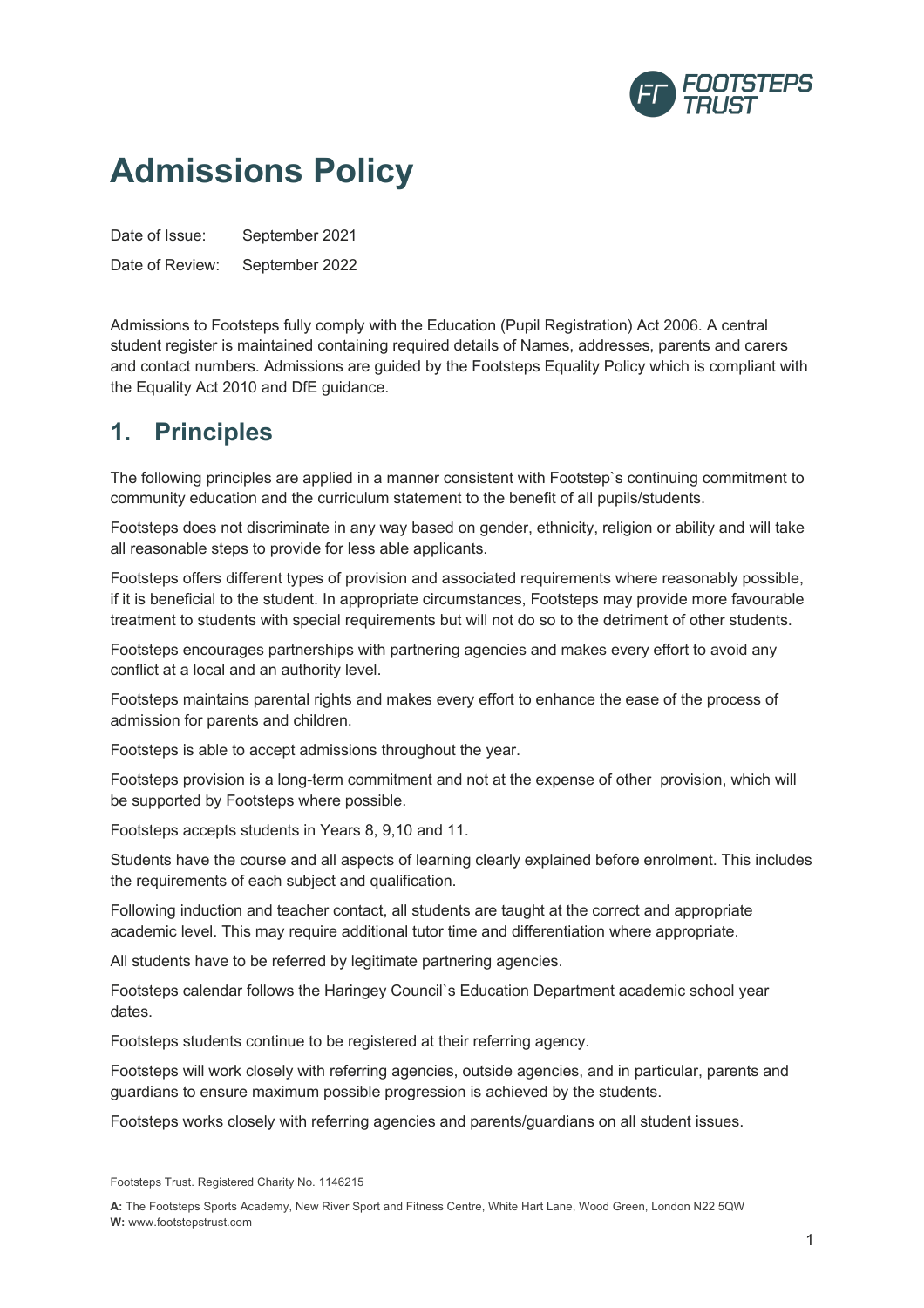# Admissions Policy

Date of Issue: September 2021

Date of Review: September 2022

Admissions to Footsteps fully comply with the Education (Pupil Registration) Act 2006. A central student register is maintained containing required details of Names, addresses, parents and carers and contact numbers. Admissions are guided by the Footsteps Equality Policy which is compliant with the Equality Act 2010 and DfE guidance.

## 1. Principles

The following principles are applied in a manner consistent with Footstep`s continuing commitment to community education and the curriculum statement to the benefit of all pupils/students.

Footsteps does not discriminate in any way based on gender, ethnicity, religion or ability and will take all reasonable steps to provide for less able applicants.

Footsteps offers different types of provision and associated requirements where reasonably possible, if it is beneficial to the student. In appropriate circumstances, Footsteps may provide more favourable treatment to students with special requirements but will not do so to the detriment of other students.

Footsteps encourages partnerships with partnering agencies and makes every effort to avoid any conflict at a local and an authority level.

Footsteps maintains parental rights and makes every effort to enhance the ease of the process of admission for parents and children.

Footsteps is able to accept admissions throughout the year.

Footsteps provision is a long-term commitment and not at the expense of other provision, which will be supported by Footsteps where possible.

Footsteps accepts students in Years 8, 9,10 and 11.

Students have the course and all aspects of learning clearly explained before enrolment. This includes the requirements of each subject and qualification.

Following induction and teacher contact, all students are taught at the correct and appropriate academic level. This may require additional tutor time and differentiation where appropriate.

All students have to be referred by legitimate partnering agencies.

Footsteps calendar follows the Haringey Council`s Education Department academic school year dates.

Footsteps students continue to be registered at their referring agency.

Footsteps will work closely with referring agencies, outside agencies, and in particular, parents and guardians to ensure maximum possible progression is achieved by the students.

Footsteps works closely with referring agencies and parents/guardians on all student issues.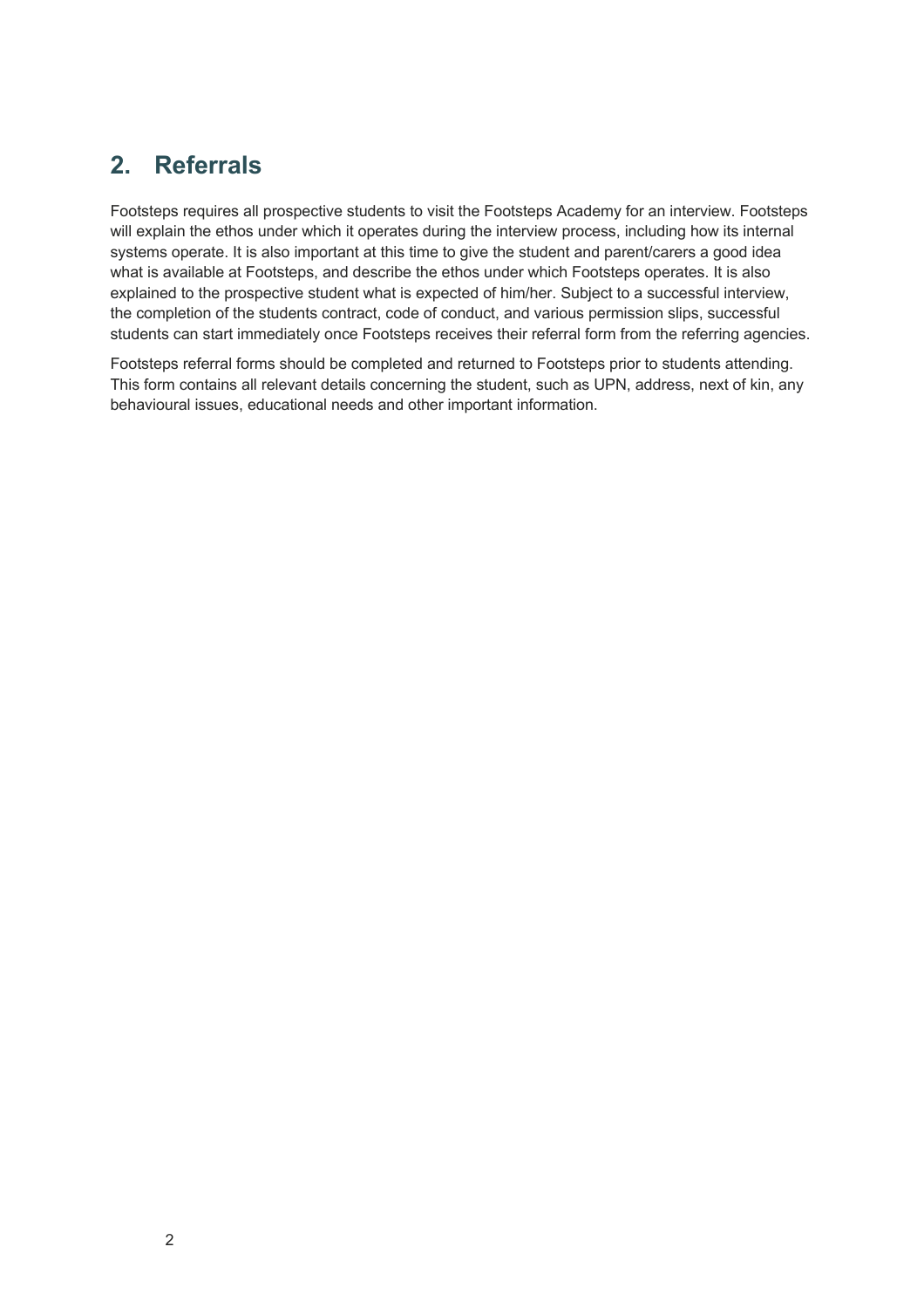## 2. Referrals

Footsteps requires all prospective students to visit the Footsteps Academy for an interview. Footsteps will explain the ethos under which it operates during the interview process, including how its internal systems operate. It is also important at this time to give the student and parent/carers a good idea what is available at Footsteps, and describe the ethos under which Footsteps operates. It is also explained to the prospective student what is expected of him/her. Subject to a successful interview, the completion of the students contract, code of conduct, and various permission slips, successful students can start immediately once Footsteps receives their referral form from the referring agencies.

Footsteps referral forms should be completed and returned to Footsteps prior to students attending. This form contains all relevant details concerning the student, such as UPN, address, next of kin, any behavioural issues, educational needs and other important information.